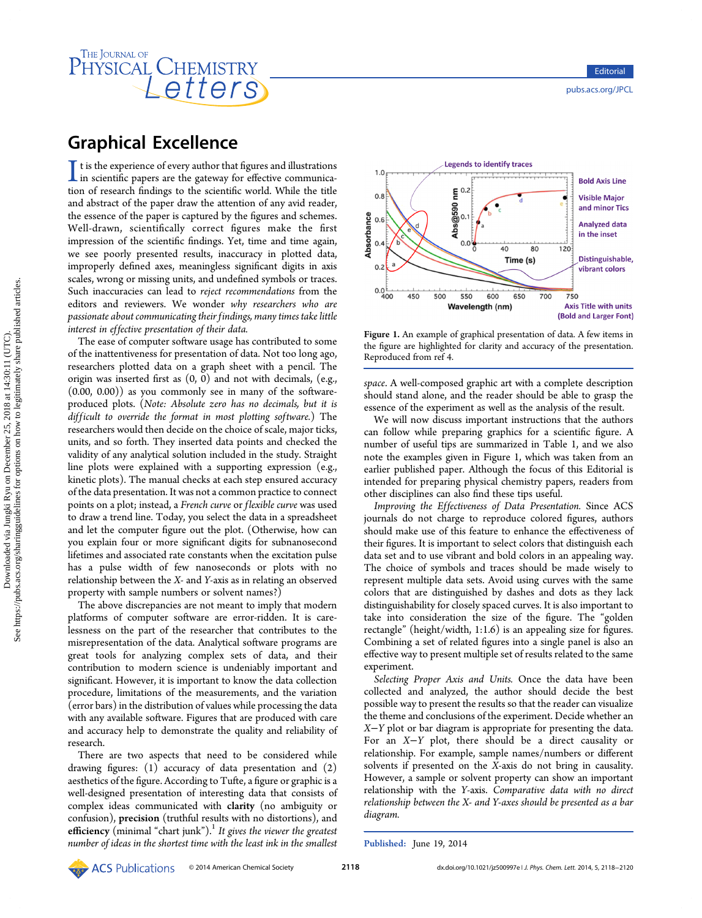# Graphical Excellence

It is the experience of every author that figures and illustrations in scientific papers are the gateway for effective communication of research findings to the scientific world. While the title and abstract of the paper draw the attention of any avid reader, the essence of the paper is captured by the figures and schemes. Well-drawn, scientifically correct figures make the first impression of the scientific findings. Yet, time and time again, we see poorly presented results, inaccuracy in plotted data, improperly defined axes, meaningless significant digits in axis scales, wrong or missing units, and undefined symbols or traces. Such inaccuracies can lead to *reject recommendations* from the editors and reviewers. We wonder *why researchers who are passionate about communicating their findings, many times take little interest in effective presentation of their data.*

The ease of computer software usage has contributed to some of the inattentiveness for presentation of data. Not too long ago, researchers plotted data on a graph sheet with a pencil. The origin was inserted first as (0, 0) and not with decimals, (e.g., (0.00, 0.00)) as you commonly see in many of the software-produced plots. (*Note: Absolute zero has no decimals, but it is difficult to override the format in most plotting software.*) The researchers would then decide on the choice of scale, major ticks, units, and so forth. They inserted data points and checked the validity of any analytical solution included in the study. Straight line plots were explained with a supporting expression (e.g., kinetic plots). The manual checks at each step ensured accuracy of the data presentation. It was not a common practice to connect points on a plot; instead, a *French curve* or *flexible curve* was used to draw a trend line. Today, you select the data in a spreadsheet and let the computer figure out the plot. (Otherwise, how can you explain four or more significant digits for subnanosecond lifetimes and associated rate constants when the excitation pulse has a pulse width of few nanoseconds or plots with no relationship between the *X*- and *Y*-axis as in relating an observed property with sample numbers or solvent names?)

The above discrepancies are not meant to imply that modern platforms of computer software are error-ridden. It is carelessness on the part of the researcher that contributes to the misrepresentation of the data. Analytical software programs are great tools for analyzing complex sets of data, and their contribution to modern science is undeniably important and significant. However, it is important to know the data collection procedure, limitations of the measurements, and the variation (error bars) in the distribution of values while processing the data with any available software. Figures that are produced with care and accuracy help to demonstrate the quality and reliability of research.

There are two aspects that need to be considered while drawing figures: (1) accuracy of data presentation and (2) aesthetics of the figure. According to Tufte, a figure or graphic is a well-designed presentation of interesting data that consists of complex ideas communicated with **clarity** (no ambiguity or confusion), **precision** (truthful results with no distortions), and **efficiency** (minimal "chart junk").[1] *It gives the viewer the greatest number of ideas in the shortest time with the least ink in the smallest space*. A well-composed graphic art with a complete description should stand alone, and the reader should be able to grasp the essence of the experiment as well as the analysis of the result.

Figure 1. An example of graphical presentation of data. A few items in the figure are highlighted for clarity and accuracy of the presentation. Reproduced from ref 4.

We will now discuss important instructions that the authors can follow while preparing graphics for a scientific figure. A number of useful tips are summarized in Table 1, and we also note the examples given in Figure 1, which was taken from an earlier published paper. Although the focus of this Editorial is intended for preparing physical chemistry papers, readers from other disciplines can also find these tips useful.

*Improving the Effectiveness of Data Presentation.* Since ACS journals do not charge to reproduce colored figures, authors should make use of this feature to enhance the effectiveness of their figures. It is important to select colors that distinguish each data set and to use vibrant and bold colors in an appealing way. The choice of symbols and traces should be made wisely to represent multiple data sets. Avoid using curves with the same colors that are distinguished by dashes and dots as they lack distinguishability for closely spaced curves. It is also important to take into consideration the size of the figure. The "golden rectangle" (height/width, 1:1.6) is an appealing size for figures. Combining a set of related figures into a single panel is also an effective way to present multiple set of results related to the same experiment.

*Selecting Proper Axis and Units.* Once the data have been collected and analyzed, the author should decide the best possible way to present the results so that the reader can visualize the theme and conclusions of the experiment. Decide whether an *X*−*Y* plot or bar diagram is appropriate for presenting the data. For an *X*−*Y* plot, there should be a direct causality or relationship. For example, sample names/numbers or different solvents if presented on the *X*-axis do not bring in causality. However, a sample or solvent property can show an important relationship with the *Y*-axis. *Comparative data with no direct relationship between the X- and Y-axes should be presented as a bar diagram.*

**Published:** June 19, 2014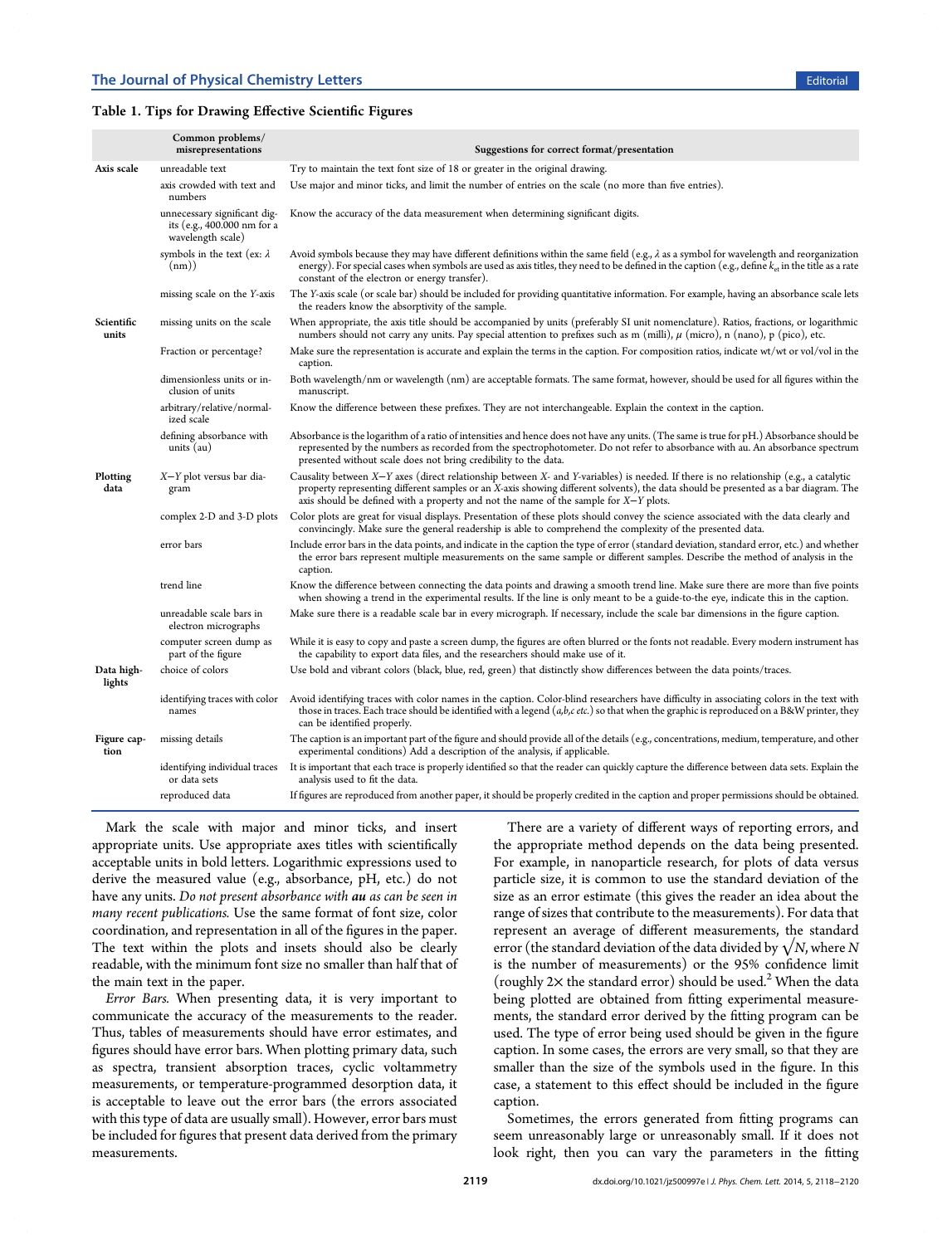**Table 1. Tips for Drawing Effective Scientific Figures**

| | Common problems/misrepresentations | Suggestions for correct format/presentation |
|---|---|---|
| **Axis scale** | unreadable text | Try to maintain the text font size of 18 or greater in the original drawing. |
| | axis crowded with text and numbers | Use major and minor ticks, and limit the number of entries on the scale (no more than five entries). |
| | unnecessary significant digits (e.g., 400.000 nm for a wavelength scale) | Know the accuracy of the data measurement when determining significant digits. |
| | symbols in the text (ex: $\lambda$ (nm)) | Avoid symbols because they may have different definitions within the same field (e.g., $\lambda$ as a symbol for wavelength and reorganization energy). For special cases when symbols are used as axis titles, they need to be defined in the caption (e.g., define $k_{et}$ in the title as a rate constant of the electron or energy transfer). |
| | missing scale on the $Y$-axis | The $Y$-axis scale (or scale bar) should be included for providing quantitative information. For example, having an absorbance scale lets the readers know the absorptivity of the sample. |
| **Scientific units** | missing units on the scale | When appropriate, the axis title should be accompanied by units (preferably SI unit nomenclature). Ratios, fractions, or logarithmic numbers should not carry any units. Pay special attention to prefixes such as m (milli), $\mu$ (micro), n (nano), p (pico), etc. |
| | Fraction or percentage? | Make sure the representation is accurate and explain the terms in the caption. For composition ratios, indicate wt/wt or vol/vol in the caption. |
| | dimensionless units or inclusion of units | Both wavelength/nm or wavelength (nm) are acceptable formats. The same format, however, should be used for all figures within the manuscript. |
| | arbitrary/relative/normalized scale | Know the difference between these prefixes. They are not interchangeable. Explain the context in the caption. |
| | defining absorbance with units (au) | Absorbance is the logarithm of a ratio of intensities and hence does not have any units. (The same is true for pH.) Absorbance should be represented by the numbers as recorded from the spectrophotometer. Do not refer to absorbance with au. An absorbance spectrum presented without scale does not bring credibility to the data. |
| **Plotting data** | $X$−$Y$ plot versus bar diagram | Causality between $X$−$Y$ axes (direct relationship between $X$- and $Y$-variables) is needed. If there is no relationship (e.g., a catalytic property representing different samples or an $X$-axis showing different solvents), the data should be presented as a bar diagram. The axis should be defined with a property and not the name of the sample for $X$−$Y$ plots. |
| | complex 2-D and 3-D plots | Color plots are great for visual displays. Presentation of these plots should convey the science associated with the data clearly and convincingly. Make sure the general readership is able to comprehend the complexity of the presented data. |
| | error bars | Include error bars in the data points, and indicate in the caption the type of error (standard deviation, standard error, etc.) and whether the error bars represent multiple measurements on the same sample or different samples. Describe the method of analysis in the caption. |
| | trend line | Know the difference between connecting the data points and drawing a smooth trend line. Make sure there are more than five points when showing a trend in the experimental results. If the line is only meant to be a guide-to-the eye, indicate this in the caption. |
| | unreadable scale bars in electron micrographs | Make sure there is a readable scale bar in every micrograph. If necessary, include the scale bar dimensions in the figure caption. |
| | computer screen dump as part of the figure | While it is easy to copy and paste a screen dump, the figures are often blurred or the fonts not readable. Every modern instrument has the capability to export data files, and the researchers should make use of it. |
| **Data highlights** | choice of colors | Use bold and vibrant colors (black, blue, red, green) that distinctly show differences between the data points/traces. |
| | identifying traces with color names | Avoid identifying traces with color names in the caption. Color-blind researchers have difficulty in associating colors in the text with those in traces. Each trace should be identified with a legend (*a,b,c etc.*) so that when the graphic is reproduced on a B&W printer, they can be identified properly. |
| **Figure caption** | missing details | The caption is an important part of the figure and should provide all of the details (e.g., concentrations, medium, temperature, and other experimental conditions) Add a description of the analysis, if applicable. |
| | identifying individual traces or data sets | It is important that each trace is properly identified so that the reader can quickly capture the difference between data sets. Explain the analysis used to fit the data. |
| | reproduced data | If figures are reproduced from another paper, it should be properly credited in the caption and proper permissions should be obtained. |

Mark the scale with major and minor ticks, and insert appropriate units. Use appropriate axes titles with scientifically acceptable units in bold letters. Logarithmic expressions used to derive the measured value (e.g., absorbance, pH, etc.) do not have any units. *Do not present absorbance with* ***au*** *as can be seen in many recent publications.* Use the same format of font size, color coordination, and representation in all of the figures in the paper. The text within the plots and insets should also be clearly readable, with the minimum font size no smaller than half that of the main text in the paper.

*Error Bars.* When presenting data, it is very important to communicate the accuracy of the measurements to the reader. Thus, tables of measurements should have error estimates, and figures should have error bars. When plotting primary data, such as spectra, transient absorption traces, cyclic voltammetry measurements, or temperature-programmed desorption data, it is acceptable to leave out the error bars (the errors associated with this type of data are usually small). However, error bars must be included for figures that present data derived from the primary measurements.

There are a variety of different ways of reporting errors, and the appropriate method depends on the data being presented. For example, in nanoparticle research, for plots of data versus particle size, it is common to use the standard deviation of the size as an error estimate (this gives the reader an idea about the range of sizes that contribute to the measurements). For data that represent an average of different measurements, the standard error (the standard deviation of the data divided by $\sqrt{N}$, where $N$ is the number of measurements) or the 95% confidence limit (roughly 2× the standard error) should be used.[2] When the data being plotted are obtained from fitting experimental measurements, the standard error derived by the fitting program can be used. The type of error being used should be given in the figure caption. In some cases, the errors are very small, so that they are smaller than the size of the symbols used in the figure. In this case, a statement to this effect should be included in the figure caption.

Sometimes, the errors generated from fitting programs can seem unreasonably large or unreasonably small. If it does not look right, then you can vary the parameters in the fitting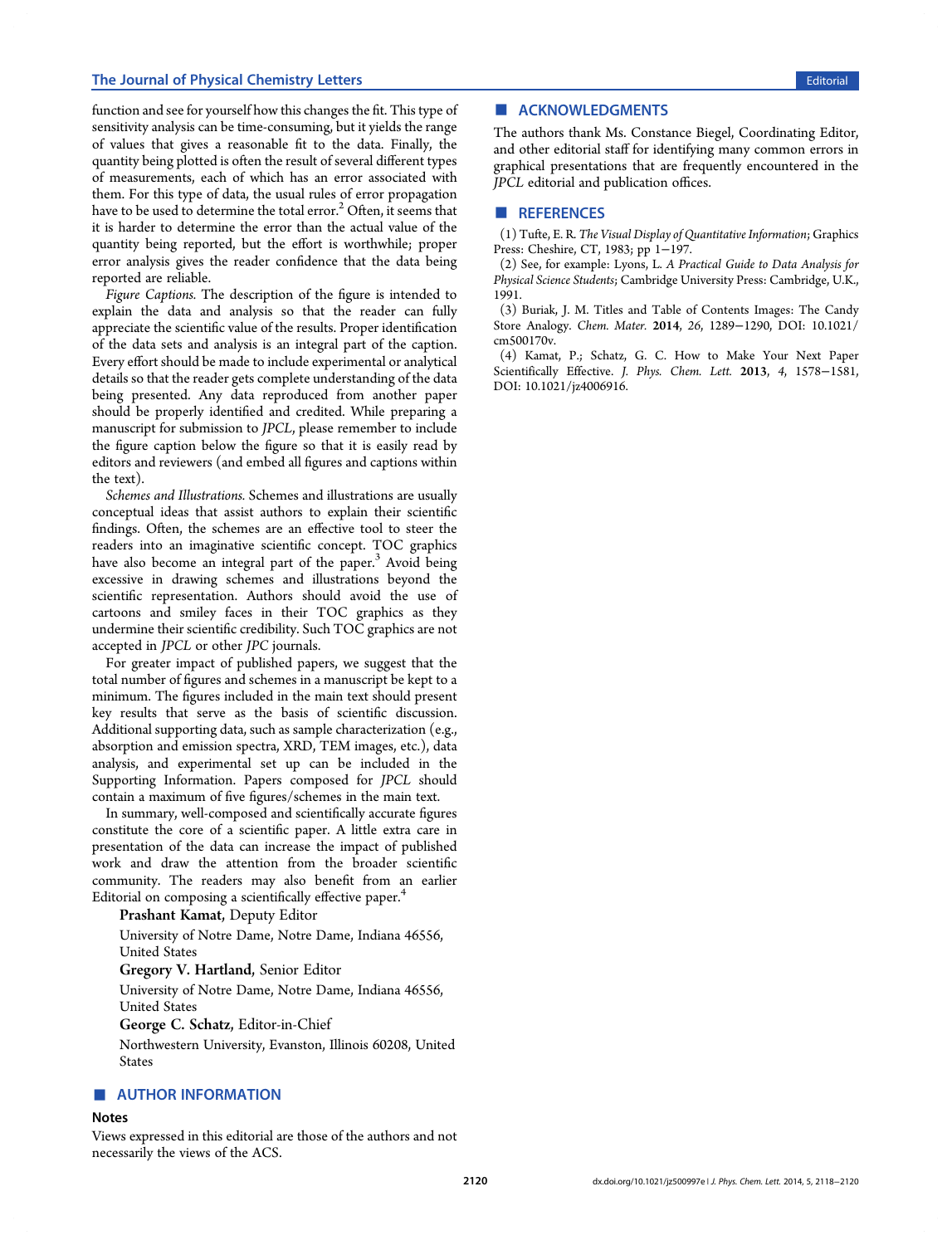function and see for yourself how this changes the fit. This type of sensitivity analysis can be time-consuming, but it yields the range of values that gives a reasonable fit to the data. Finally, the quantity being plotted is often the result of several different types of measurements, each of which has an error associated with them. For this type of data, the usual rules of error propagation have to be used to determine the total error.[2] Often, it seems that it is harder to determine the error than the actual value of the quantity being reported, but the effort is worthwhile; proper error analysis gives the reader confidence that the data being reported are reliable.

*Figure Captions.* The description of the figure is intended to explain the data and analysis so that the reader can fully appreciate the scientific value of the results. Proper identification of the data sets and analysis is an integral part of the caption. Every effort should be made to include experimental or analytical details so that the reader gets complete understanding of the data being presented. Any data reproduced from another paper should be properly identified and credited. While preparing a manuscript for submission to *JPCL*, please remember to include the figure caption below the figure so that it is easily read by editors and reviewers (and embed all figures and captions within the text).

*Schemes and Illustrations.* Schemes and illustrations are usually conceptual ideas that assist authors to explain their scientific findings. Often, the schemes are an effective tool to steer the readers into an imaginative scientific concept. TOC graphics have also become an integral part of the paper.[3] Avoid being excessive in drawing schemes and illustrations beyond the scientific representation. Authors should avoid the use of cartoons and smiley faces in their TOC graphics as they undermine their scientific credibility. Such TOC graphics are not accepted in *JPCL* or other *JPC* journals.

For greater impact of published papers, we suggest that the total number of figures and schemes in a manuscript be kept to a minimum. The figures included in the main text should present key results that serve as the basis of scientific discussion. Additional supporting data, such as sample characterization (e.g., absorption and emission spectra, XRD, TEM images, etc.), data analysis, and experimental set up can be included in the Supporting Information. Papers composed for *JPCL* should contain a maximum of five figures/schemes in the main text.

In summary, well-composed and scientifically accurate figures constitute the core of a scientific paper. A little extra care in presentation of the data can increase the impact of published work and draw the attention from the broader scientific community. The readers may also benefit from an earlier Editorial on composing a scientifically effective paper.[4]

**Prashant Kamat,** Deputy Editor

University of Notre Dame, Notre Dame, Indiana 46556, United States

**Gregory V. Hartland,** Senior Editor

University of Notre Dame, Notre Dame, Indiana 46556, United States

**George C. Schatz,** Editor-in-Chief

Northwestern University, Evanston, Illinois 60208, United States

## AUTHOR INFORMATION

### Notes

Views expressed in this editorial are those of the authors and not necessarily the views of the ACS.

## ACKNOWLEDGMENTS

The authors thank Ms. Constance Biegel, Coordinating Editor, and other editorial staff for identifying many common errors in graphical presentations that are frequently encountered in the *JPCL* editorial and publication offices.

## REFERENCES

(1) Tufte, E. R. *The Visual Display of Quantitative Information*; Graphics Press: Cheshire, CT, 1983; pp 1−197.

(2) See, for example: Lyons, L. *A Practical Guide to Data Analysis for Physical Science Students*; Cambridge University Press: Cambridge, U.K., 1991.

(3) Buriak, J. M. Titles and Table of Contents Images: The Candy Store Analogy. *Chem. Mater.* **2014**, *26*, 1289−1290, DOI: 10.1021/cm500170v.

(4) Kamat, P.; Schatz, G. C. How to Make Your Next Paper Scientifically Effective. *J. Phys. Chem. Lett.* **2013**, *4*, 1578−1581, DOI: 10.1021/jz4006916.